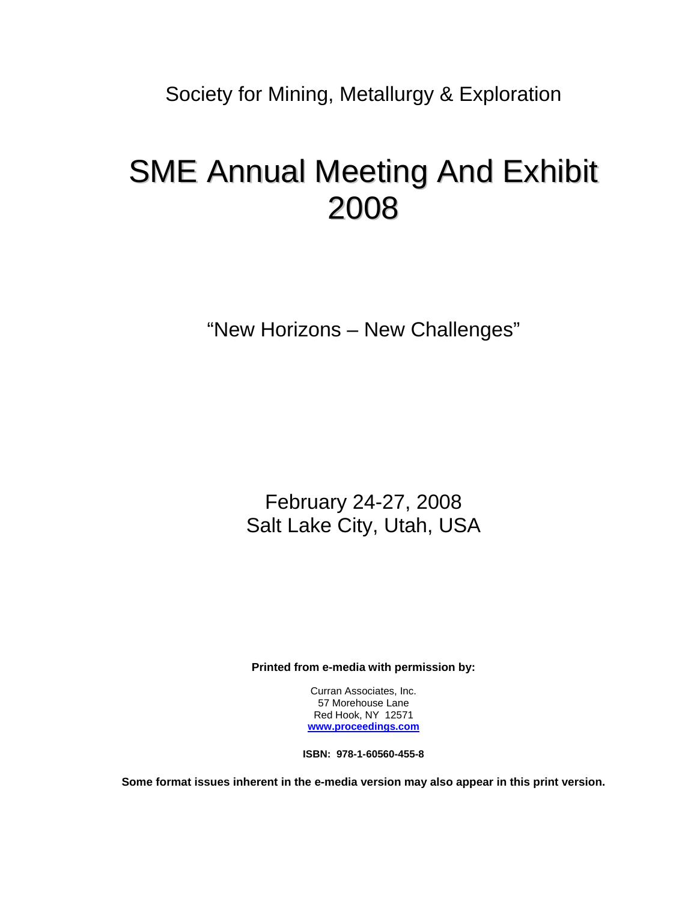Society for Mining, Metallurgy & Exploration

# SME Annual Meeting And Exhibit 2008

"New Horizons – New Challenges"

February 24-27, 2008
Salt Lake City, Utah, USA

**Printed from e-media with permission by:**

Curran Associates, Inc.
57 Morehouse Lane
Red Hook, NY 12571
**www.proceedings.com**

**ISBN: 978-1-60560-455-8**

**Some format issues inherent in the e-media version may also appear in this print version.**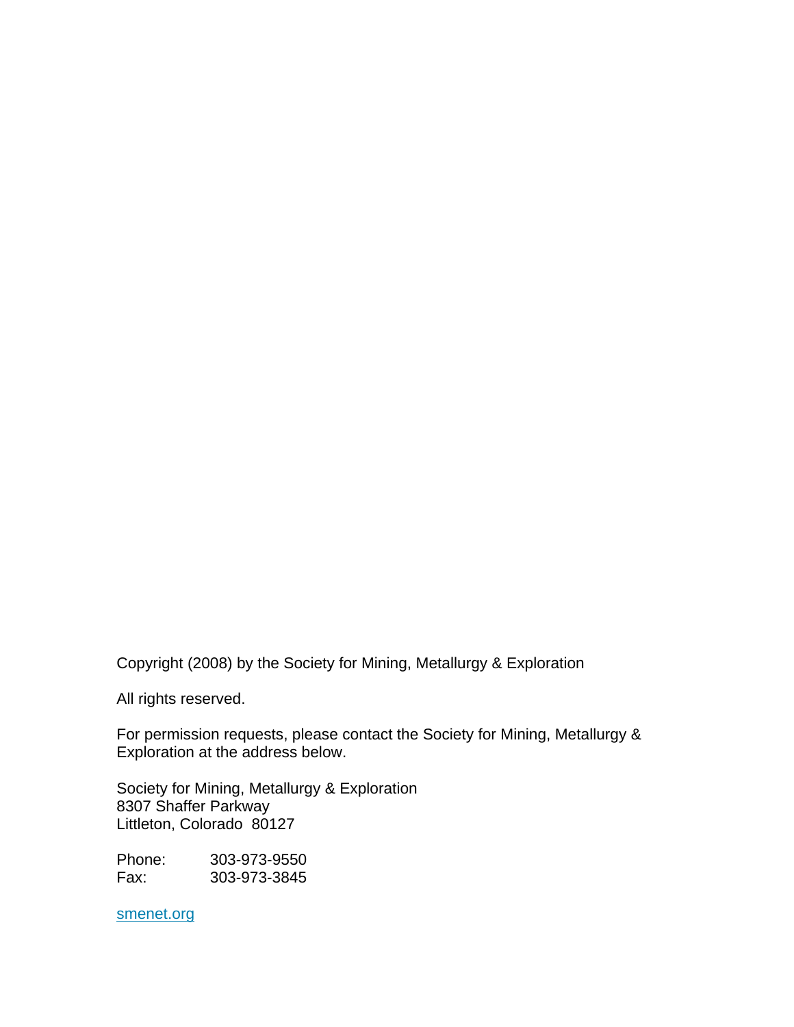Copyright (2008) by the Society for Mining, Metallurgy & Exploration

All rights reserved.

For permission requests, please contact the Society for Mining, Metallurgy & Exploration at the address below.

Society for Mining, Metallurgy & Exploration  
8307 Shaffer Parkway  
Littleton, Colorado 80127

Phone: 303-973-9550  
Fax: 303-973-3845

smenet.org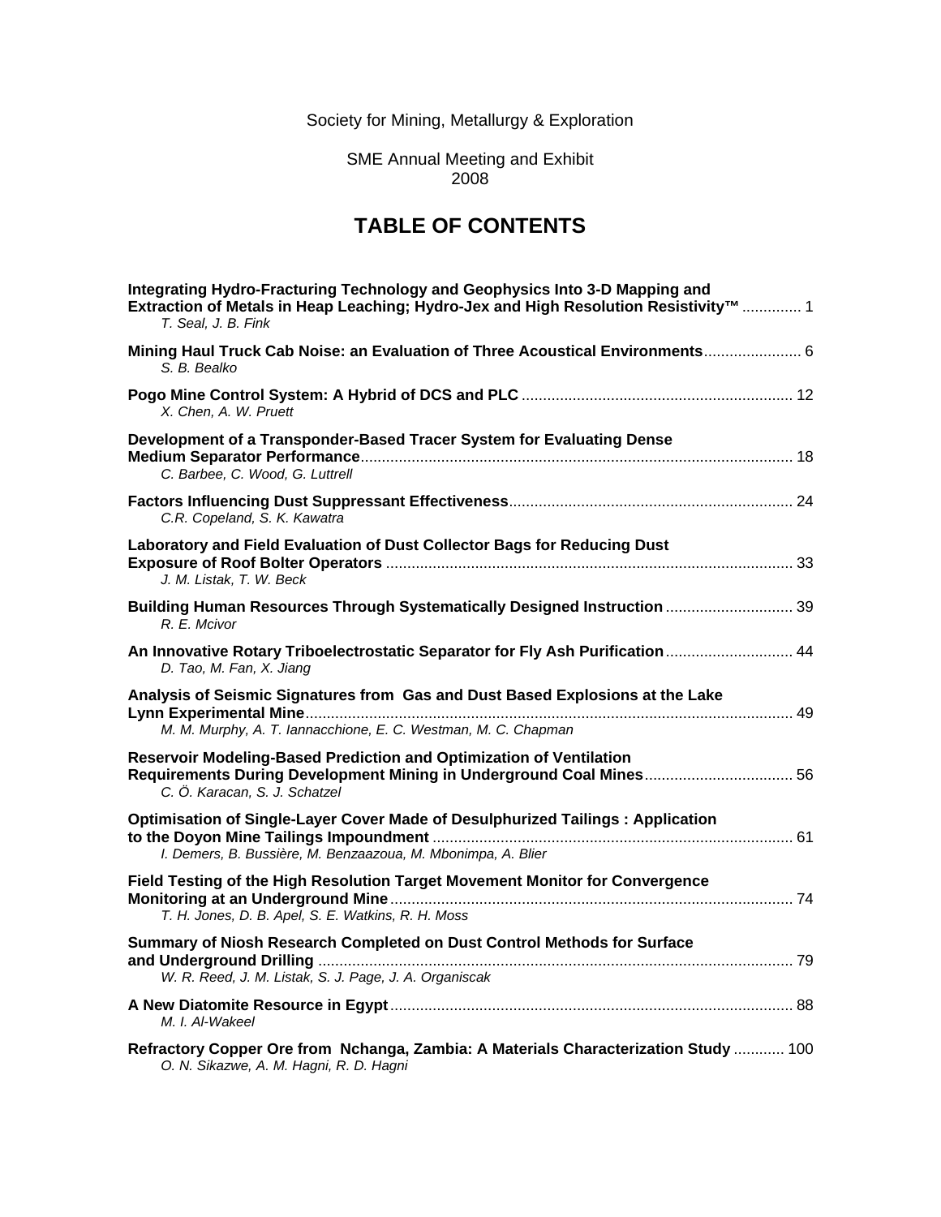Society for Mining, Metallurgy & Exploration

SME Annual Meeting and Exhibit
2008

# TABLE OF CONTENTS

**Integrating Hydro-Fracturing Technology and Geophysics Into 3-D Mapping and Extraction of Metals in Heap Leaching; Hydro-Jex and High Resolution Resistivity™** ............. 1
*T. Seal, J. B. Fink*

**Mining Haul Truck Cab Noise: an Evaluation of Three Acoustical Environments**....................... 6
*S. B. Bealko*

**Pogo Mine Control System: A Hybrid of DCS and PLC** ............................................................. 12
*X. Chen, A. W. Pruett*

**Development of a Transponder-Based Tracer System for Evaluating Dense Medium Separator Performance**..................................................................................................... 18
*C. Barbee, C. Wood, G. Luttrell*

**Factors Influencing Dust Suppressant Effectiveness**.................................................................. 24
*C.R. Copeland, S. K. Kawatra*

**Laboratory and Field Evaluation of Dust Collector Bags for Reducing Dust Exposure of Roof Bolter Operators** ............................................................................................... 33
*J. M. Listak, T. W. Beck*

**Building Human Resources Through Systematically Designed Instruction** .............................. 39
*R. E. Mcivor*

**An Innovative Rotary Triboelectrostatic Separator for Fly Ash Purification**.............................. 44
*D. Tao, M. Fan, X. Jiang*

**Analysis of Seismic Signatures from Gas and Dust Based Explosions at the Lake Lynn Experimental Mine**.................................................................................................................. 49
*M. M. Murphy, A. T. Iannacchione, E. C. Westman, M. C. Chapman*

**Reservoir Modeling-Based Prediction and Optimization of Ventilation Requirements During Development Mining in Underground Coal Mines**................................... 56
*C. Ö. Karacan, S. J. Schatzel*

**Optimisation of Single-Layer Cover Made of Desulphurized Tailings : Application to the Doyon Mine Tailings Impoundment** ..................................................................................... 61
*I. Demers, B. Bussière, M. Benzaazoua, M. Mbonimpa, A. Blier*

**Field Testing of the High Resolution Target Movement Monitor for Convergence Monitoring at an Underground Mine**.............................................................................................. 74
*T. H. Jones, D. B. Apel, S. E. Watkins, R. H. Moss*

**Summary of Niosh Research Completed on Dust Control Methods for Surface and Underground Drilling** ............................................................................................................... 79
*W. R. Reed, J. M. Listak, S. J. Page, J. A. Organiscak*

**A New Diatomite Resource in Egypt**.............................................................................................. 88
*M. I. Al-Wakeel*

**Refractory Copper Ore from Nchanga, Zambia: A Materials Characterization Study** ............ 100
*O. N. Sikazwe, A. M. Hagni, R. D. Hagni*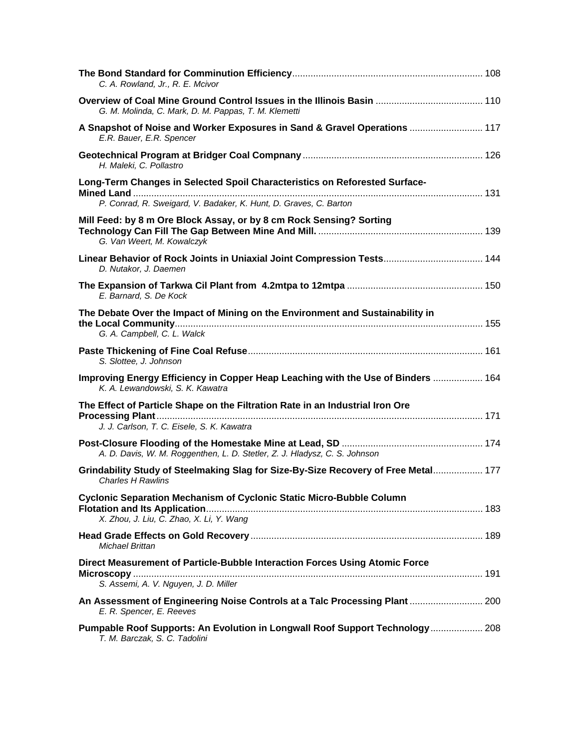**The Bond Standard for Comminution Efficiency** ........................................................................ 108
*C. A. Rowland, Jr., R. E. Mcivor*

**Overview of Coal Mine Ground Control Issues in the Illinois Basin** ........................................ 110
*G. M. Molinda, C. Mark, D. M. Pappas, T. M. Klemetti*

**A Snapshot of Noise and Worker Exposures in Sand & Gravel Operations** ........................... 117
*E.R. Bauer, E.R. Spencer*

**Geotechnical Program at Bridger Coal Compnany** .................................................................... 126
*H. Maleki, C. Pollastro*

**Long-Term Changes in Selected Spoil Characteristics on Reforested Surface-Mined Land** ..................................................................................................................................... 131
*P. Conrad, R. Sweigard, V. Badaker, K. Hunt, D. Graves, C. Barton*

**Mill Feed: by 8 m Ore Block Assay, or by 8 cm Rock Sensing? Sorting Technology Can Fill The Gap Between Mine And Mill.** .............................................................. 139
*G. Van Weert, M. Kowalczyk*

**Linear Behavior of Rock Joints in Uniaxial Joint Compression Tests** ..................................... 144
*D. Nutakor, J. Daemen*

**The Expansion of Tarkwa Cil Plant from 4.2mtpa to 12mtpa** ................................................... 150
*E. Barnard, S. De Kock*

**The Debate Over the Impact of Mining on the Environment and Sustainability in the Local Community** ..................................................................................................................... 155
*G. A. Campbell, C. L. Walck*

**Paste Thickening of Fine Coal Refuse** ......................................................................................... 161
*S. Slottee, J. Johnson*

**Improving Energy Efficiency in Copper Heap Leaching with the Use of Binders** .................. 164
*K. A. Lewandowski, S. K. Kawatra*

**The Effect of Particle Shape on the Filtration Rate in an Industrial Iron Ore Processing Plant** ............................................................................................................................ 171
*J. J. Carlson, T. C. Eisele, S. K. Kawatra*

**Post-Closure Flooding of the Homestake Mine at Lead, SD** ..................................................... 174
*A. D. Davis, W. M. Roggenthen, L. D. Stetler, Z. J. Hladysz, C. S. Johnson*

**Grindability Study of Steelmaking Slag for Size-By-Size Recovery of Free Metal** .................. 177
*Charles H Rawlins*

**Cyclonic Separation Mechanism of Cyclonic Static Micro-Bubble Column Flotation and Its Application** ......................................................................................................... 183
*X. Zhou, J. Liu, C. Zhao, X. Li, Y. Wang*

**Head Grade Effects on Gold Recovery** ........................................................................................ 189
*Michael Brittan*

**Direct Measurement of Particle-Bubble Interaction Forces Using Atomic Force Microscopy** ..................................................................................................................................... 191
*S. Assemi, A. V. Nguyen, J. D. Miller*

**An Assessment of Engineering Noise Controls at a Talc Processing Plant** ............................ 200
*E. R. Spencer, E. Reeves*

**Pumpable Roof Supports: An Evolution in Longwall Roof Support Technology** .................... 208
*T. M. Barczak, S. C. Tadolini*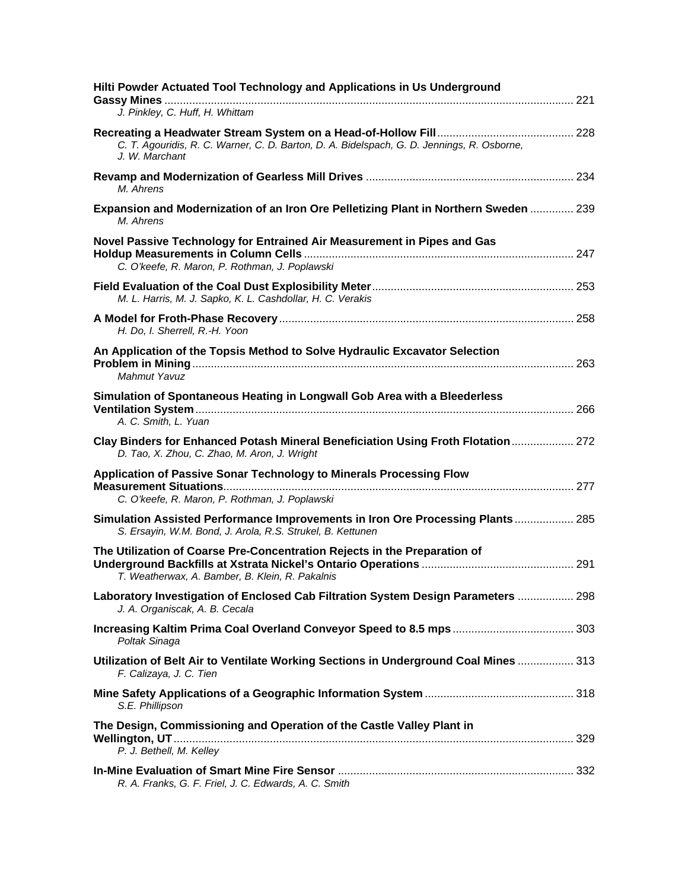**Hilti Powder Actuated Tool Technology and Applications in Us Underground Gassy Mines** ........ 221
*J. Pinkley, C. Huff, H. Whittam*

**Recreating a Headwater Stream System on a Head-of-Hollow Fill** ........ 228
*C. T. Agouridis, R. C. Warner, C. D. Barton, D. A. Bidelspach, G. D. Jennings, R. Osborne, J. W. Marchant*

**Revamp and Modernization of Gearless Mill Drives** ........ 234
*M. Ahrens*

**Expansion and Modernization of an Iron Ore Pelletizing Plant in Northern Sweden** ........ 239
*M. Ahrens*

**Novel Passive Technology for Entrained Air Measurement in Pipes and Gas Holdup Measurements in Column Cells** ........ 247
*C. O'keefe, R. Maron, P. Rothman, J. Poplawski*

**Field Evaluation of the Coal Dust Explosibility Meter** ........ 253
*M. L. Harris, M. J. Sapko, K. L. Cashdollar, H. C. Verakis*

**A Model for Froth-Phase Recovery** ........ 258
*H. Do, I. Sherrell, R.-H. Yoon*

**An Application of the Topsis Method to Solve Hydraulic Excavator Selection Problem in Mining** ........ 263
*Mahmut Yavuz*

**Simulation of Spontaneous Heating in Longwall Gob Area with a Bleederless Ventilation System** ........ 266
*A. C. Smith, L. Yuan*

**Clay Binders for Enhanced Potash Mineral Beneficiation Using Froth Flotation** ........ 272
*D. Tao, X. Zhou, C. Zhao, M. Aron, J. Wright*

**Application of Passive Sonar Technology to Minerals Processing Flow Measurement Situations** ........ 277
*C. O'keefe, R. Maron, P. Rothman, J. Poplawski*

**Simulation Assisted Performance Improvements in Iron Ore Processing Plants** ........ 285
*S. Ersayin, W.M. Bond, J. Arola, R.S. Strukel, B. Kettunen*

**The Utilization of Coarse Pre-Concentration Rejects in the Preparation of Underground Backfills at Xstrata Nickel's Ontario Operations** ........ 291
*T. Weatherwax, A. Bamber, B. Klein, R. Pakalnis*

**Laboratory Investigation of Enclosed Cab Filtration System Design Parameters** ........ 298
*J. A. Organiscak, A. B. Cecala*

**Increasing Kaltim Prima Coal Overland Conveyor Speed to 8.5 mps** ........ 303
*Poltak Sinaga*

**Utilization of Belt Air to Ventilate Working Sections in Underground Coal Mines** ........ 313
*F. Calizaya, J. C. Tien*

**Mine Safety Applications of a Geographic Information System** ........ 318
*S.E. Phillipson*

**The Design, Commissioning and Operation of the Castle Valley Plant in Wellington, UT** ........ 329
*P. J. Bethell, M. Kelley*

**In-Mine Evaluation of Smart Mine Fire Sensor** ........ 332
*R. A. Franks, G. F. Friel, J. C. Edwards, A. C. Smith*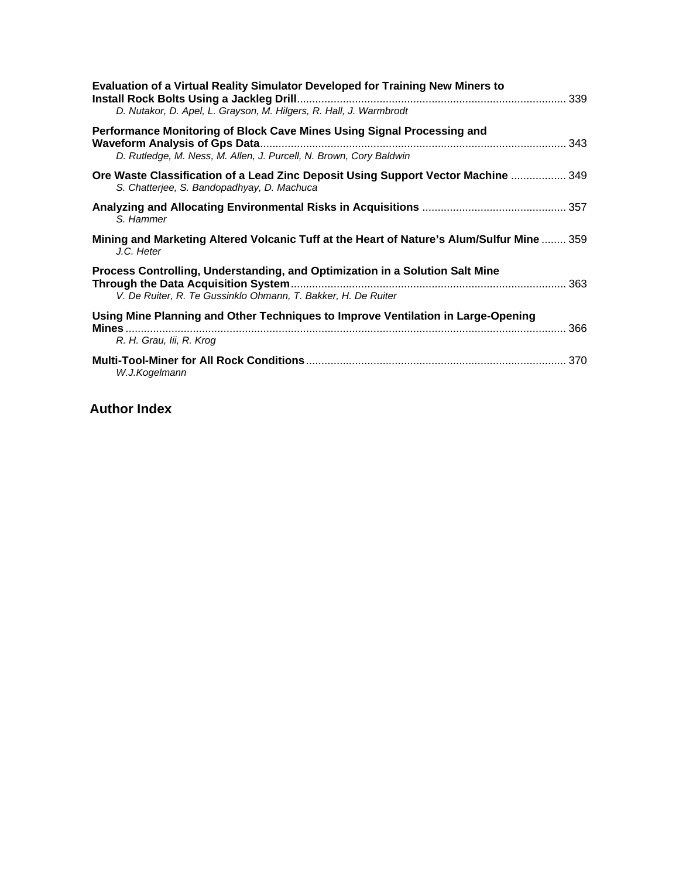**Evaluation of a Virtual Reality Simulator Developed for Training New Miners to Install Rock Bolts Using a Jackleg Drill** ........ 339
*D. Nutakor, D. Apel, L. Grayson, M. Hilgers, R. Hall, J. Warmbrodt*

**Performance Monitoring of Block Cave Mines Using Signal Processing and Waveform Analysis of Gps Data** ........ 343
*D. Rutledge, M. Ness, M. Allen, J. Purcell, N. Brown, Cory Baldwin*

**Ore Waste Classification of a Lead Zinc Deposit Using Support Vector Machine** ........ 349
*S. Chatterjee, S. Bandopadhyay, D. Machuca*

**Analyzing and Allocating Environmental Risks in Acquisitions** ........ 357
*S. Hammer*

**Mining and Marketing Altered Volcanic Tuff at the Heart of Nature's Alum/Sulfur Mine** ........ 359
*J.C. Heter*

**Process Controlling, Understanding, and Optimization in a Solution Salt Mine Through the Data Acquisition System** ........ 363
*V. De Ruiter, R. Te Gussinklo Ohmann, T. Bakker, H. De Ruiter*

**Using Mine Planning and Other Techniques to Improve Ventilation in Large-Opening Mines** ........ 366
*R. H. Grau, Iii, R. Krog*

**Multi-Tool-Miner for All Rock Conditions** ........ 370
*W.J.Kogelmann*

## Author Index